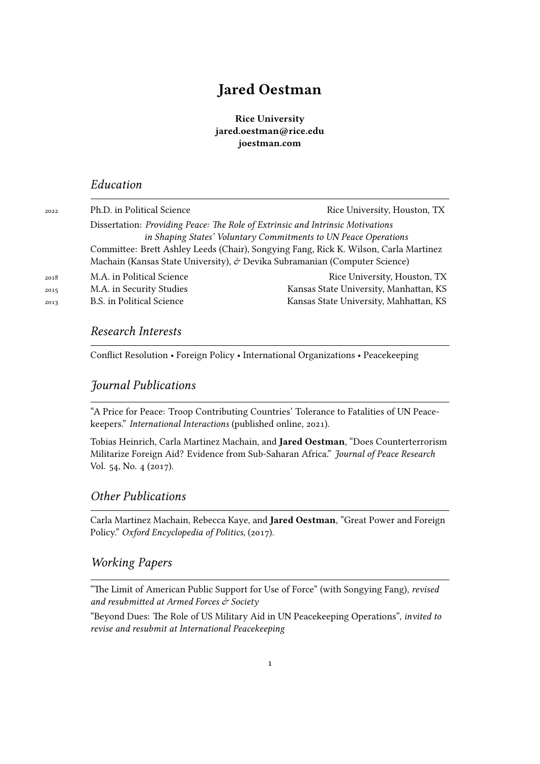# Jared Oestman

**Rice University**
**jared.oestman@rice.edu**
**joestman.com**

## *Education*

2022 Ph.D. in Political Science — Rice University, Houston, TX

Dissertation: *Providing Peace: The Role of Extrinsic and Intrinsic Motivations in Shaping States' Voluntary Commitments to UN Peace Operations*

Committee: Brett Ashley Leeds (Chair), Songying Fang, Rick K. Wilson, Carla Martinez Machain (Kansas State University), *&* Devika Subramanian (Computer Science)

2018 M.A. in Political Science — Rice University, Houston, TX

2015 M.A. in Security Studies — Kansas State University, Manhattan, KS

2013 B.S. in Political Science — Kansas State University, Mahhattan, KS

## *Research Interests*

Conflict Resolution • Foreign Policy • International Organizations • Peacekeeping

## *Journal Publications*

"A Price for Peace: Troop Contributing Countries' Tolerance to Fatalities of UN Peacekeepers." *International Interactions* (published online, 2021).

Tobias Heinrich, Carla Martinez Machain, and **Jared Oestman**, "Does Counterterrorism Militarize Foreign Aid? Evidence from Sub-Saharan Africa." *Journal of Peace Research* Vol. 54, No. 4 (2017).

## *Other Publications*

Carla Martinez Machain, Rebecca Kaye, and **Jared Oestman**, "Great Power and Foreign Policy." *Oxford Encyclopedia of Politics*, (2017).

## *Working Papers*

"The Limit of American Public Support for Use of Force" (with Songying Fang), *revised and resubmitted at Armed Forces & Society*

"Beyond Dues: The Role of US Military Aid in UN Peacekeeping Operations", *invited to revise and resubmit at International Peacekeeping*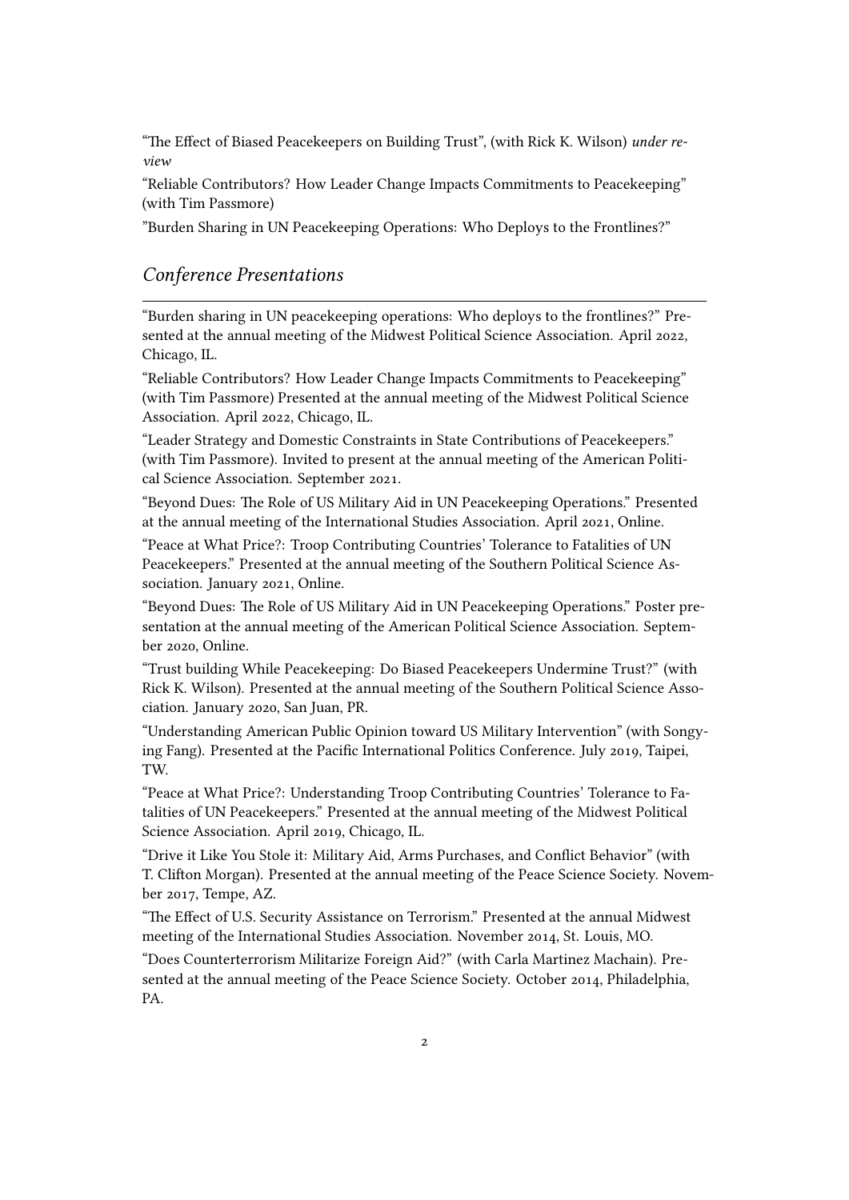"The Effect of Biased Peacekeepers on Building Trust", (with Rick K. Wilson) *under review*

"Reliable Contributors? How Leader Change Impacts Commitments to Peacekeeping" (with Tim Passmore)

"Burden Sharing in UN Peacekeeping Operations: Who Deploys to the Frontlines?"

## *Conference Presentations*

"Burden sharing in UN peacekeeping operations: Who deploys to the frontlines?" Presented at the annual meeting of the Midwest Political Science Association. April 2022, Chicago, IL.

"Reliable Contributors? How Leader Change Impacts Commitments to Peacekeeping" (with Tim Passmore) Presented at the annual meeting of the Midwest Political Science Association. April 2022, Chicago, IL.

"Leader Strategy and Domestic Constraints in State Contributions of Peacekeepers." (with Tim Passmore). Invited to present at the annual meeting of the American Political Science Association. September 2021.

"Beyond Dues: The Role of US Military Aid in UN Peacekeeping Operations." Presented at the annual meeting of the International Studies Association. April 2021, Online.

"Peace at What Price?: Troop Contributing Countries' Tolerance to Fatalities of UN Peacekeepers." Presented at the annual meeting of the Southern Political Science Association. January 2021, Online.

"Beyond Dues: The Role of US Military Aid in UN Peacekeeping Operations." Poster presentation at the annual meeting of the American Political Science Association. September 2020, Online.

"Trust building While Peacekeeping: Do Biased Peacekeepers Undermine Trust?" (with Rick K. Wilson). Presented at the annual meeting of the Southern Political Science Association. January 2020, San Juan, PR.

"Understanding American Public Opinion toward US Military Intervention" (with Songying Fang). Presented at the Pacific International Politics Conference. July 2019, Taipei, TW.

"Peace at What Price?: Understanding Troop Contributing Countries' Tolerance to Fatalities of UN Peacekeepers." Presented at the annual meeting of the Midwest Political Science Association. April 2019, Chicago, IL.

"Drive it Like You Stole it: Military Aid, Arms Purchases, and Conflict Behavior" (with T. Clifton Morgan). Presented at the annual meeting of the Peace Science Society. November 2017, Tempe, AZ.

"The Effect of U.S. Security Assistance on Terrorism." Presented at the annual Midwest meeting of the International Studies Association. November 2014, St. Louis, MO.

"Does Counterterrorism Militarize Foreign Aid?" (with Carla Martinez Machain). Presented at the annual meeting of the Peace Science Society. October 2014, Philadelphia, PA.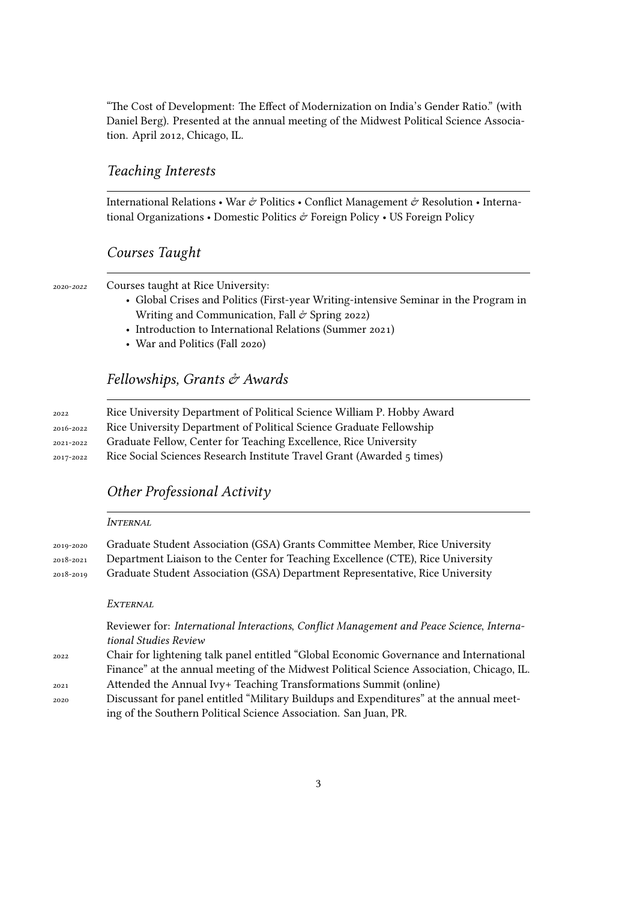"The Cost of Development: The Effect of Modernization on India's Gender Ratio." (with Daniel Berg). Presented at the annual meeting of the Midwest Political Science Association. April 2012, Chicago, IL.

## *Teaching Interests*

International Relations • War & Politics • Conflict Management & Resolution • International Organizations • Domestic Politics & Foreign Policy • US Foreign Policy

## *Courses Taught*

2020-2022 Courses taught at Rice University:

- Global Crises and Politics (First-year Writing-intensive Seminar in the Program in Writing and Communication, Fall & Spring 2022)
- Introduction to International Relations (Summer 2021)
- War and Politics (Fall 2020)

## *Fellowships, Grants & Awards*

2022 Rice University Department of Political Science William P. Hobby Award

2016-2022 Rice University Department of Political Science Graduate Fellowship

2021-2022 Graduate Fellow, Center for Teaching Excellence, Rice University

2017-2022 Rice Social Sciences Research Institute Travel Grant (Awarded 5 times)

## *Other Professional Activity*

### *Internal*

2019-2020 Graduate Student Association (GSA) Grants Committee Member, Rice University

2018-2021 Department Liaison to the Center for Teaching Excellence (CTE), Rice University

2018-2019 Graduate Student Association (GSA) Department Representative, Rice University

### *External*

Reviewer for: *International Interactions*, *Conflict Management and Peace Science*, *International Studies Review*

2022 Chair for lightening talk panel entitled "Global Economic Governance and International Finance" at the annual meeting of the Midwest Political Science Association, Chicago, IL.

2021 Attended the Annual Ivy+ Teaching Transformations Summit (online)

2020 Discussant for panel entitled "Military Buildups and Expenditures" at the annual meeting of the Southern Political Science Association. San Juan, PR.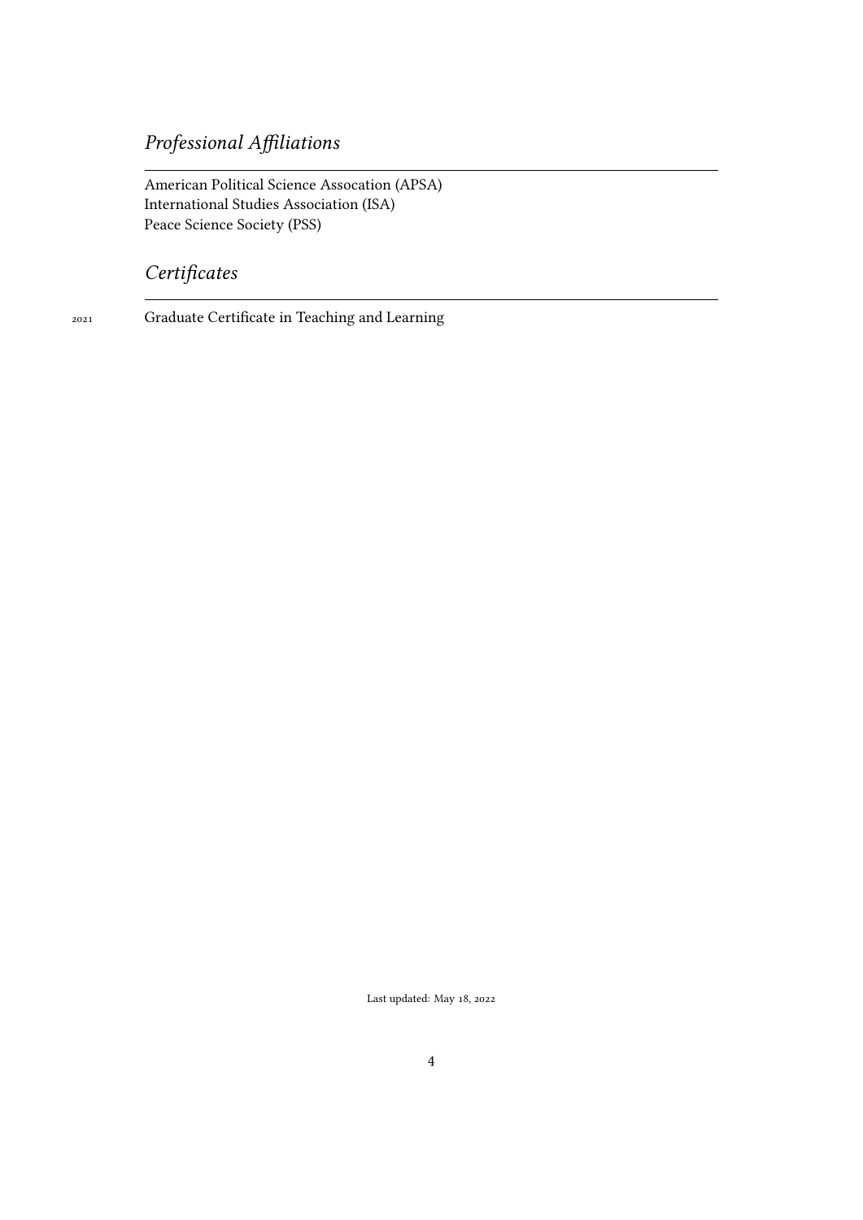## *Professional Affiliations*

American Political Science Assocation (APSA)
International Studies Association (ISA)
Peace Science Society (PSS)

## *Certificates*

2021 Graduate Certificate in Teaching and Learning

Last updated: May 18, 2022